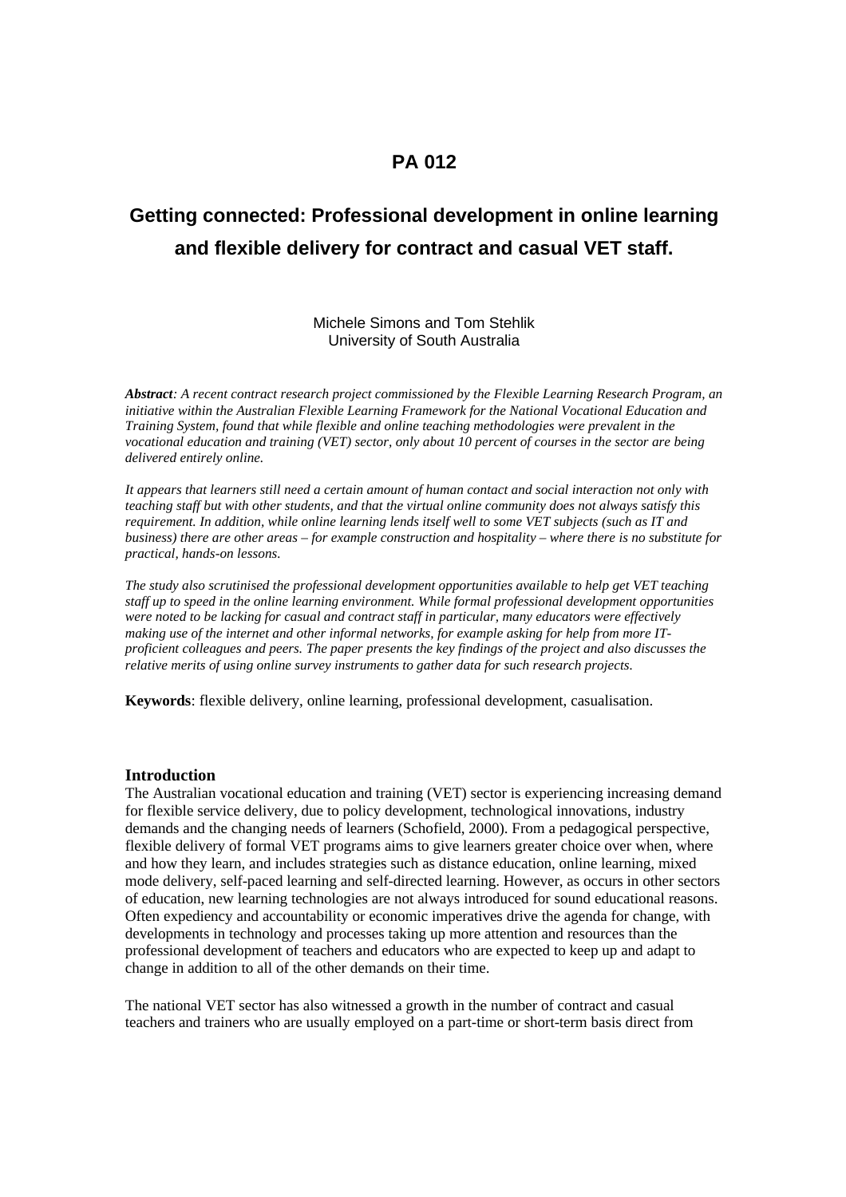# PA 012

## Getting connected: Professional development in online learning and flexible delivery for contract and casual VET staff.

Michele Simons and Tom Stehlik
University of South Australia

***Abstract****: A recent contract research project commissioned by the Flexible Learning Research Program, an initiative within the Australian Flexible Learning Framework for the National Vocational Education and Training System, found that while flexible and online teaching methodologies were prevalent in the vocational education and training (VET) sector, only about 10 percent of courses in the sector are being delivered entirely online.*

*It appears that learners still need a certain amount of human contact and social interaction not only with teaching staff but with other students, and that the virtual online community does not always satisfy this requirement. In addition, while online learning lends itself well to some VET subjects (such as IT and business) there are other areas – for example construction and hospitality – where there is no substitute for practical, hands-on lessons.*

*The study also scrutinised the professional development opportunities available to help get VET teaching staff up to speed in the online learning environment. While formal professional development opportunities were noted to be lacking for casual and contract staff in particular, many educators were effectively making use of the internet and other informal networks, for example asking for help from more IT-proficient colleagues and peers. The paper presents the key findings of the project and also discusses the relative merits of using online survey instruments to gather data for such research projects.*

**Keywords**: flexible delivery, online learning, professional development, casualisation.

### Introduction

The Australian vocational education and training (VET) sector is experiencing increasing demand for flexible service delivery, due to policy development, technological innovations, industry demands and the changing needs of learners (Schofield, 2000). From a pedagogical perspective, flexible delivery of formal VET programs aims to give learners greater choice over when, where and how they learn, and includes strategies such as distance education, online learning, mixed mode delivery, self-paced learning and self-directed learning. However, as occurs in other sectors of education, new learning technologies are not always introduced for sound educational reasons. Often expediency and accountability or economic imperatives drive the agenda for change, with developments in technology and processes taking up more attention and resources than the professional development of teachers and educators who are expected to keep up and adapt to change in addition to all of the other demands on their time.

The national VET sector has also witnessed a growth in the number of contract and casual teachers and trainers who are usually employed on a part-time or short-term basis direct from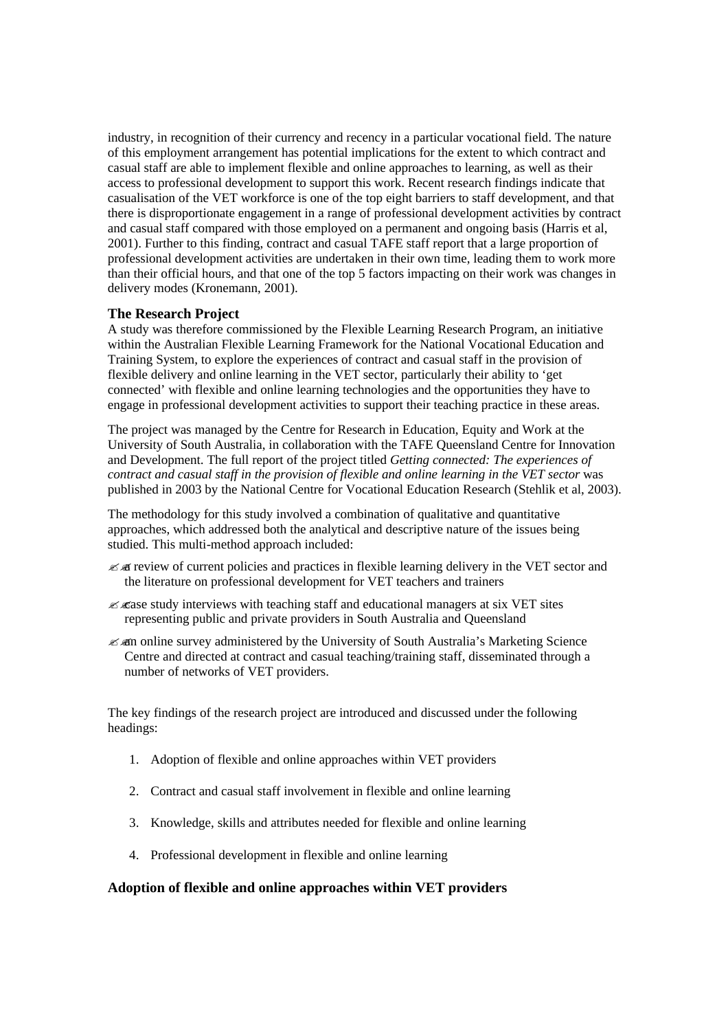industry, in recognition of their currency and recency in a particular vocational field. The nature of this employment arrangement has potential implications for the extent to which contract and casual staff are able to implement flexible and online approaches to learning, as well as their access to professional development to support this work. Recent research findings indicate that casualisation of the VET workforce is one of the top eight barriers to staff development, and that there is disproportionate engagement in a range of professional development activities by contract and casual staff compared with those employed on a permanent and ongoing basis (Harris et al, 2001). Further to this finding, contract and casual TAFE staff report that a large proportion of professional development activities are undertaken in their own time, leading them to work more than their official hours, and that one of the top 5 factors impacting on their work was changes in delivery modes (Kronemann, 2001).

### The Research Project

A study was therefore commissioned by the Flexible Learning Research Program, an initiative within the Australian Flexible Learning Framework for the National Vocational Education and Training System, to explore the experiences of contract and casual staff in the provision of flexible delivery and online learning in the VET sector, particularly their ability to 'get connected' with flexible and online learning technologies and the opportunities they have to engage in professional development activities to support their teaching practice in these areas.

The project was managed by the Centre for Research in Education, Equity and Work at the University of South Australia, in collaboration with the TAFE Queensland Centre for Innovation and Development. The full report of the project titled *Getting connected: The experiences of contract and casual staff in the provision of flexible and online learning in the VET sector* was published in 2003 by the National Centre for Vocational Education Research (Stehlik et al, 2003).

The methodology for this study involved a combination of qualitative and quantitative approaches, which addressed both the analytical and descriptive nature of the issues being studied. This multi-method approach included:

- a review of current policies and practices in flexible learning delivery in the VET sector and the literature on professional development for VET teachers and trainers
- case study interviews with teaching staff and educational managers at six VET sites representing public and private providers in South Australia and Queensland
- an online survey administered by the University of South Australia's Marketing Science Centre and directed at contract and casual teaching/training staff, disseminated through a number of networks of VET providers.

The key findings of the research project are introduced and discussed under the following headings:

1. Adoption of flexible and online approaches within VET providers
2. Contract and casual staff involvement in flexible and online learning
3. Knowledge, skills and attributes needed for flexible and online learning
4. Professional development in flexible and online learning

### Adoption of flexible and online approaches within VET providers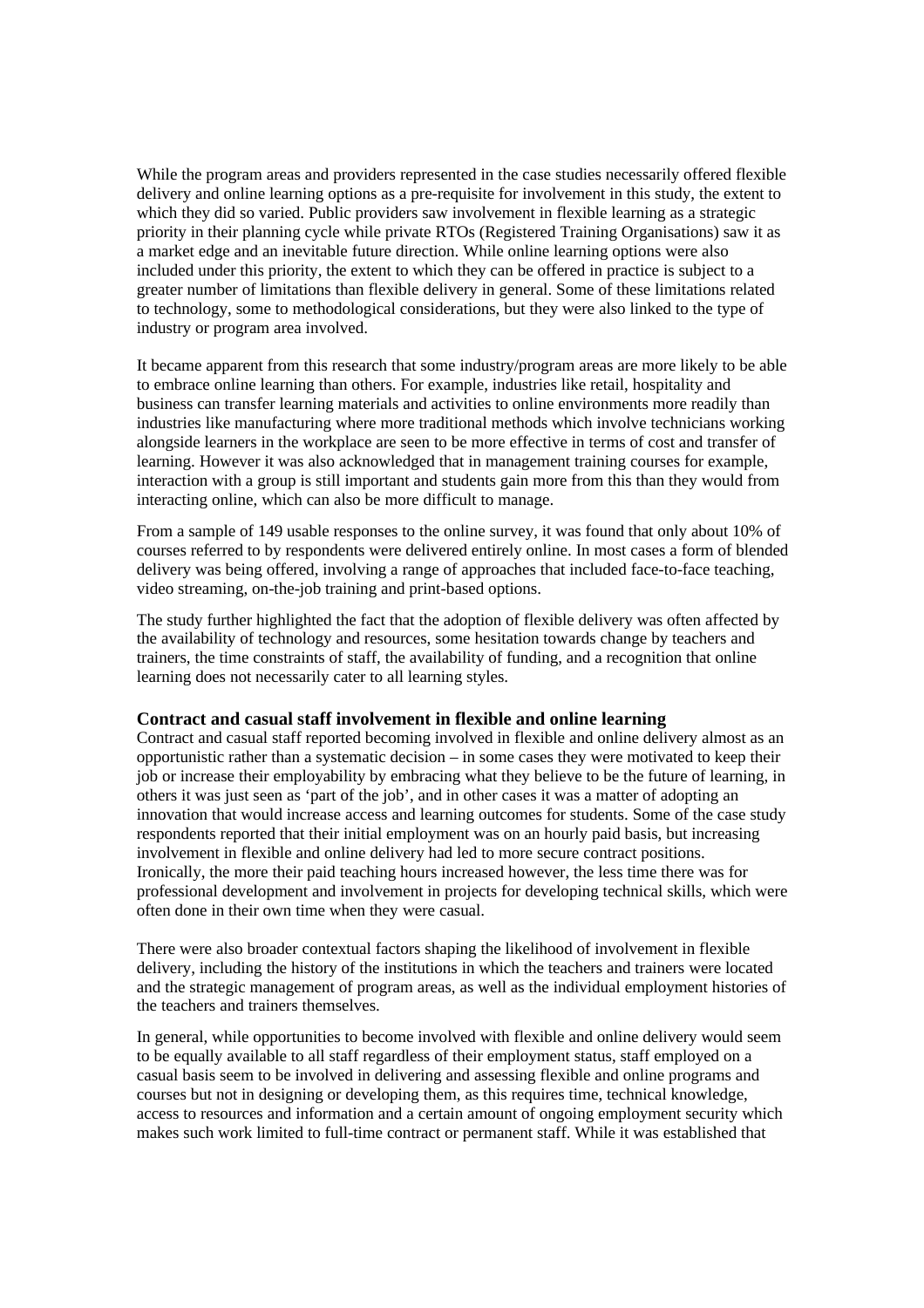While the program areas and providers represented in the case studies necessarily offered flexible delivery and online learning options as a pre-requisite for involvement in this study, the extent to which they did so varied. Public providers saw involvement in flexible learning as a strategic priority in their planning cycle while private RTOs (Registered Training Organisations) saw it as a market edge and an inevitable future direction. While online learning options were also included under this priority, the extent to which they can be offered in practice is subject to a greater number of limitations than flexible delivery in general. Some of these limitations related to technology, some to methodological considerations, but they were also linked to the type of industry or program area involved.

It became apparent from this research that some industry/program areas are more likely to be able to embrace online learning than others. For example, industries like retail, hospitality and business can transfer learning materials and activities to online environments more readily than industries like manufacturing where more traditional methods which involve technicians working alongside learners in the workplace are seen to be more effective in terms of cost and transfer of learning. However it was also acknowledged that in management training courses for example, interaction with a group is still important and students gain more from this than they would from interacting online, which can also be more difficult to manage.

From a sample of 149 usable responses to the online survey, it was found that only about 10% of courses referred to by respondents were delivered entirely online. In most cases a form of blended delivery was being offered, involving a range of approaches that included face-to-face teaching, video streaming, on-the-job training and print-based options.

The study further highlighted the fact that the adoption of flexible delivery was often affected by the availability of technology and resources, some hesitation towards change by teachers and trainers, the time constraints of staff, the availability of funding, and a recognition that online learning does not necessarily cater to all learning styles.

### Contract and casual staff involvement in flexible and online learning

Contract and casual staff reported becoming involved in flexible and online delivery almost as an opportunistic rather than a systematic decision – in some cases they were motivated to keep their job or increase their employability by embracing what they believe to be the future of learning, in others it was just seen as 'part of the job', and in other cases it was a matter of adopting an innovation that would increase access and learning outcomes for students. Some of the case study respondents reported that their initial employment was on an hourly paid basis, but increasing involvement in flexible and online delivery had led to more secure contract positions. Ironically, the more their paid teaching hours increased however, the less time there was for professional development and involvement in projects for developing technical skills, which were often done in their own time when they were casual.

There were also broader contextual factors shaping the likelihood of involvement in flexible delivery, including the history of the institutions in which the teachers and trainers were located and the strategic management of program areas, as well as the individual employment histories of the teachers and trainers themselves.

In general, while opportunities to become involved with flexible and online delivery would seem to be equally available to all staff regardless of their employment status, staff employed on a casual basis seem to be involved in delivering and assessing flexible and online programs and courses but not in designing or developing them, as this requires time, technical knowledge, access to resources and information and a certain amount of ongoing employment security which makes such work limited to full-time contract or permanent staff. While it was established that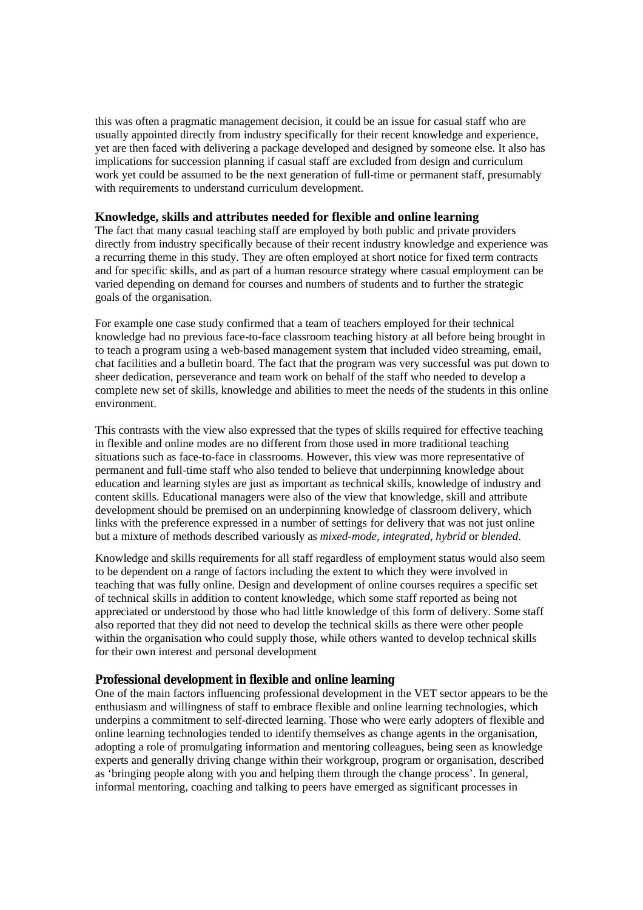this was often a pragmatic management decision, it could be an issue for casual staff who are usually appointed directly from industry specifically for their recent knowledge and experience, yet are then faced with delivering a package developed and designed by someone else. It also has implications for succession planning if casual staff are excluded from design and curriculum work yet could be assumed to be the next generation of full-time or permanent staff, presumably with requirements to understand curriculum development.

### Knowledge, skills and attributes needed for flexible and online learning

The fact that many casual teaching staff are employed by both public and private providers directly from industry specifically because of their recent industry knowledge and experience was a recurring theme in this study. They are often employed at short notice for fixed term contracts and for specific skills, and as part of a human resource strategy where casual employment can be varied depending on demand for courses and numbers of students and to further the strategic goals of the organisation.

For example one case study confirmed that a team of teachers employed for their technical knowledge had no previous face-to-face classroom teaching history at all before being brought in to teach a program using a web-based management system that included video streaming, email, chat facilities and a bulletin board. The fact that the program was very successful was put down to sheer dedication, perseverance and team work on behalf of the staff who needed to develop a complete new set of skills, knowledge and abilities to meet the needs of the students in this online environment.

This contrasts with the view also expressed that the types of skills required for effective teaching in flexible and online modes are no different from those used in more traditional teaching situations such as face-to-face in classrooms. However, this view was more representative of permanent and full-time staff who also tended to believe that underpinning knowledge about education and learning styles are just as important as technical skills, knowledge of industry and content skills. Educational managers were also of the view that knowledge, skill and attribute development should be premised on an underpinning knowledge of classroom delivery, which links with the preference expressed in a number of settings for delivery that was not just online but a mixture of methods described variously as *mixed-mode, integrated, hybrid* or *blended*.

Knowledge and skills requirements for all staff regardless of employment status would also seem to be dependent on a range of factors including the extent to which they were involved in teaching that was fully online. Design and development of online courses requires a specific set of technical skills in addition to content knowledge, which some staff reported as being not appreciated or understood by those who had little knowledge of this form of delivery. Some staff also reported that they did not need to develop the technical skills as there were other people within the organisation who could supply those, while others wanted to develop technical skills for their own interest and personal development

### Professional development in flexible and online learning

One of the main factors influencing professional development in the VET sector appears to be the enthusiasm and willingness of staff to embrace flexible and online learning technologies, which underpins a commitment to self-directed learning. Those who were early adopters of flexible and online learning technologies tended to identify themselves as change agents in the organisation, adopting a role of promulgating information and mentoring colleagues, being seen as knowledge experts and generally driving change within their workgroup, program or organisation, described as 'bringing people along with you and helping them through the change process'. In general, informal mentoring, coaching and talking to peers have emerged as significant processes in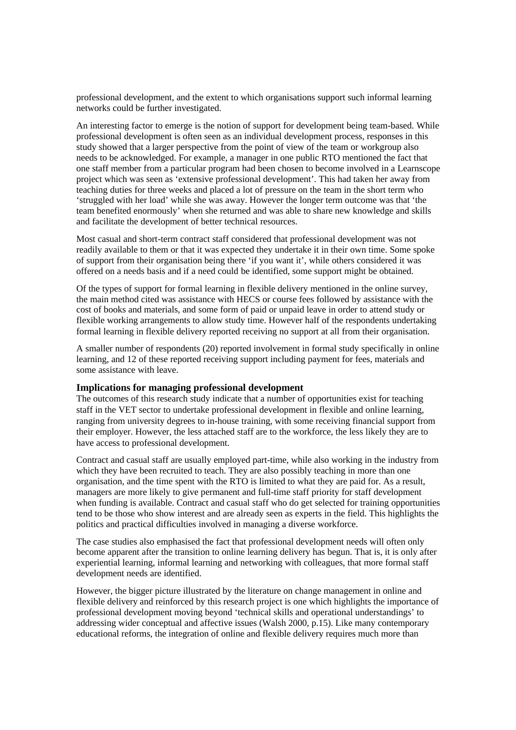professional development, and the extent to which organisations support such informal learning networks could be further investigated.

An interesting factor to emerge is the notion of support for development being team-based. While professional development is often seen as an individual development process, responses in this study showed that a larger perspective from the point of view of the team or workgroup also needs to be acknowledged. For example, a manager in one public RTO mentioned the fact that one staff member from a particular program had been chosen to become involved in a Learnscope project which was seen as 'extensive professional development'. This had taken her away from teaching duties for three weeks and placed a lot of pressure on the team in the short term who 'struggled with her load' while she was away. However the longer term outcome was that 'the team benefited enormously' when she returned and was able to share new knowledge and skills and facilitate the development of better technical resources.

Most casual and short-term contract staff considered that professional development was not readily available to them or that it was expected they undertake it in their own time. Some spoke of support from their organisation being there 'if you want it', while others considered it was offered on a needs basis and if a need could be identified, some support might be obtained.

Of the types of support for formal learning in flexible delivery mentioned in the online survey, the main method cited was assistance with HECS or course fees followed by assistance with the cost of books and materials, and some form of paid or unpaid leave in order to attend study or flexible working arrangements to allow study time. However half of the respondents undertaking formal learning in flexible delivery reported receiving no support at all from their organisation.

A smaller number of respondents (20) reported involvement in formal study specifically in online learning, and 12 of these reported receiving support including payment for fees, materials and some assistance with leave.

### Implications for managing professional development

The outcomes of this research study indicate that a number of opportunities exist for teaching staff in the VET sector to undertake professional development in flexible and online learning, ranging from university degrees to in-house training, with some receiving financial support from their employer. However, the less attached staff are to the workforce, the less likely they are to have access to professional development.

Contract and casual staff are usually employed part-time, while also working in the industry from which they have been recruited to teach. They are also possibly teaching in more than one organisation, and the time spent with the RTO is limited to what they are paid for. As a result, managers are more likely to give permanent and full-time staff priority for staff development when funding is available. Contract and casual staff who do get selected for training opportunities tend to be those who show interest and are already seen as experts in the field. This highlights the politics and practical difficulties involved in managing a diverse workforce.

The case studies also emphasised the fact that professional development needs will often only become apparent after the transition to online learning delivery has begun. That is, it is only after experiential learning, informal learning and networking with colleagues, that more formal staff development needs are identified.

However, the bigger picture illustrated by the literature on change management in online and flexible delivery and reinforced by this research project is one which highlights the importance of professional development moving beyond 'technical skills and operational understandings' to addressing wider conceptual and affective issues (Walsh 2000, p.15). Like many contemporary educational reforms, the integration of online and flexible delivery requires much more than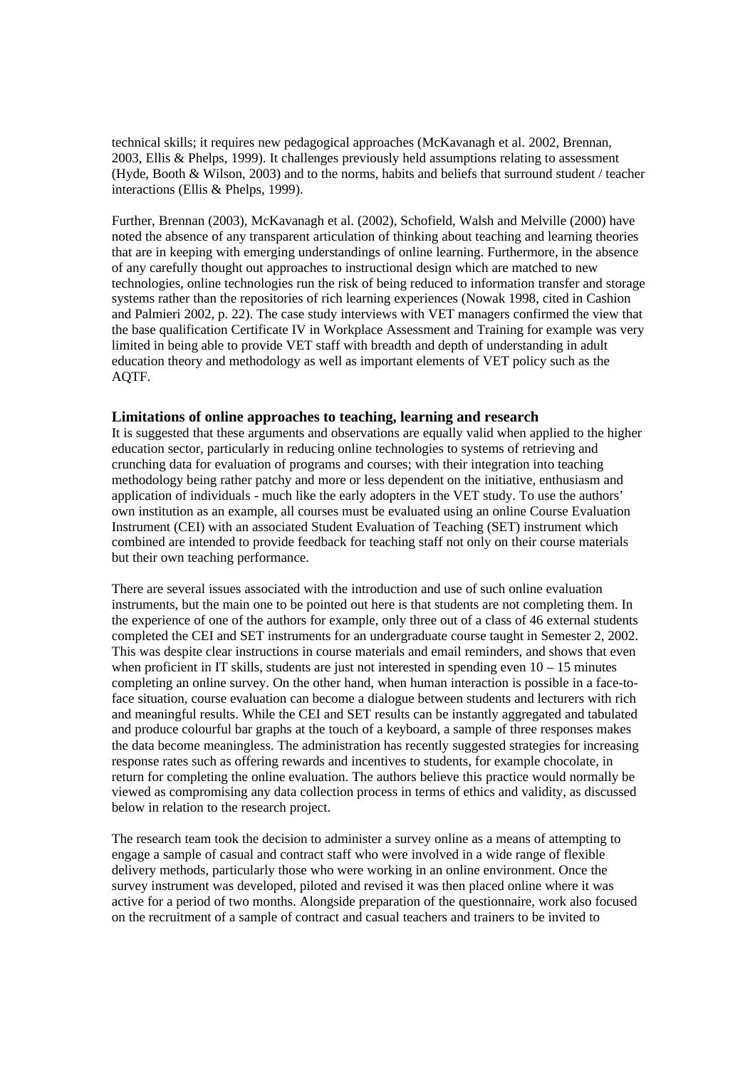technical skills; it requires new pedagogical approaches (McKavanagh et al. 2002, Brennan, 2003, Ellis & Phelps, 1999). It challenges previously held assumptions relating to assessment (Hyde, Booth & Wilson, 2003) and to the norms, habits and beliefs that surround student / teacher interactions (Ellis & Phelps, 1999).

Further, Brennan (2003), McKavanagh et al. (2002), Schofield, Walsh and Melville (2000) have noted the absence of any transparent articulation of thinking about teaching and learning theories that are in keeping with emerging understandings of online learning. Furthermore, in the absence of any carefully thought out approaches to instructional design which are matched to new technologies, online technologies run the risk of being reduced to information transfer and storage systems rather than the repositories of rich learning experiences (Nowak 1998, cited in Cashion and Palmieri 2002, p. 22). The case study interviews with VET managers confirmed the view that the base qualification Certificate IV in Workplace Assessment and Training for example was very limited in being able to provide VET staff with breadth and depth of understanding in adult education theory and methodology as well as important elements of VET policy such as the AQTF.

### Limitations of online approaches to teaching, learning and research

It is suggested that these arguments and observations are equally valid when applied to the higher education sector, particularly in reducing online technologies to systems of retrieving and crunching data for evaluation of programs and courses; with their integration into teaching methodology being rather patchy and more or less dependent on the initiative, enthusiasm and application of individuals - much like the early adopters in the VET study. To use the authors' own institution as an example, all courses must be evaluated using an online Course Evaluation Instrument (CEI) with an associated Student Evaluation of Teaching (SET) instrument which combined are intended to provide feedback for teaching staff not only on their course materials but their own teaching performance.

There are several issues associated with the introduction and use of such online evaluation instruments, but the main one to be pointed out here is that students are not completing them. In the experience of one of the authors for example, only three out of a class of 46 external students completed the CEI and SET instruments for an undergraduate course taught in Semester 2, 2002. This was despite clear instructions in course materials and email reminders, and shows that even when proficient in IT skills, students are just not interested in spending even 10 – 15 minutes completing an online survey. On the other hand, when human interaction is possible in a face-to-face situation, course evaluation can become a dialogue between students and lecturers with rich and meaningful results. While the CEI and SET results can be instantly aggregated and tabulated and produce colourful bar graphs at the touch of a keyboard, a sample of three responses makes the data become meaningless. The administration has recently suggested strategies for increasing response rates such as offering rewards and incentives to students, for example chocolate, in return for completing the online evaluation. The authors believe this practice would normally be viewed as compromising any data collection process in terms of ethics and validity, as discussed below in relation to the research project.

The research team took the decision to administer a survey online as a means of attempting to engage a sample of casual and contract staff who were involved in a wide range of flexible delivery methods, particularly those who were working in an online environment. Once the survey instrument was developed, piloted and revised it was then placed online where it was active for a period of two months. Alongside preparation of the questionnaire, work also focused on the recruitment of a sample of contract and casual teachers and trainers to be invited to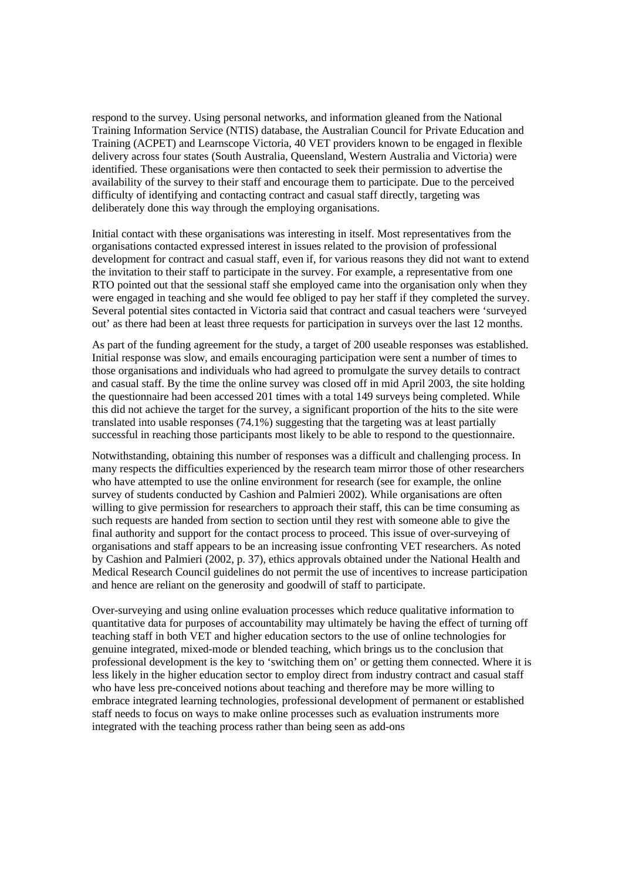respond to the survey. Using personal networks, and information gleaned from the National Training Information Service (NTIS) database, the Australian Council for Private Education and Training (ACPET) and Learnscope Victoria, 40 VET providers known to be engaged in flexible delivery across four states (South Australia, Queensland, Western Australia and Victoria) were identified. These organisations were then contacted to seek their permission to advertise the availability of the survey to their staff and encourage them to participate. Due to the perceived difficulty of identifying and contacting contract and casual staff directly, targeting was deliberately done this way through the employing organisations.

Initial contact with these organisations was interesting in itself. Most representatives from the organisations contacted expressed interest in issues related to the provision of professional development for contract and casual staff, even if, for various reasons they did not want to extend the invitation to their staff to participate in the survey. For example, a representative from one RTO pointed out that the sessional staff she employed came into the organisation only when they were engaged in teaching and she would fee obliged to pay her staff if they completed the survey. Several potential sites contacted in Victoria said that contract and casual teachers were 'surveyed out' as there had been at least three requests for participation in surveys over the last 12 months.

As part of the funding agreement for the study, a target of 200 useable responses was established. Initial response was slow, and emails encouraging participation were sent a number of times to those organisations and individuals who had agreed to promulgate the survey details to contract and casual staff. By the time the online survey was closed off in mid April 2003, the site holding the questionnaire had been accessed 201 times with a total 149 surveys being completed. While this did not achieve the target for the survey, a significant proportion of the hits to the site were translated into usable responses (74.1%) suggesting that the targeting was at least partially successful in reaching those participants most likely to be able to respond to the questionnaire.

Notwithstanding, obtaining this number of responses was a difficult and challenging process. In many respects the difficulties experienced by the research team mirror those of other researchers who have attempted to use the online environment for research (see for example, the online survey of students conducted by Cashion and Palmieri 2002). While organisations are often willing to give permission for researchers to approach their staff, this can be time consuming as such requests are handed from section to section until they rest with someone able to give the final authority and support for the contact process to proceed. This issue of over-surveying of organisations and staff appears to be an increasing issue confronting VET researchers. As noted by Cashion and Palmieri (2002, p. 37), ethics approvals obtained under the National Health and Medical Research Council guidelines do not permit the use of incentives to increase participation and hence are reliant on the generosity and goodwill of staff to participate.

Over-surveying and using online evaluation processes which reduce qualitative information to quantitative data for purposes of accountability may ultimately be having the effect of turning off teaching staff in both VET and higher education sectors to the use of online technologies for genuine integrated, mixed-mode or blended teaching, which brings us to the conclusion that professional development is the key to 'switching them on' or getting them connected. Where it is less likely in the higher education sector to employ direct from industry contract and casual staff who have less pre-conceived notions about teaching and therefore may be more willing to embrace integrated learning technologies, professional development of permanent or established staff needs to focus on ways to make online processes such as evaluation instruments more integrated with the teaching process rather than being seen as add-ons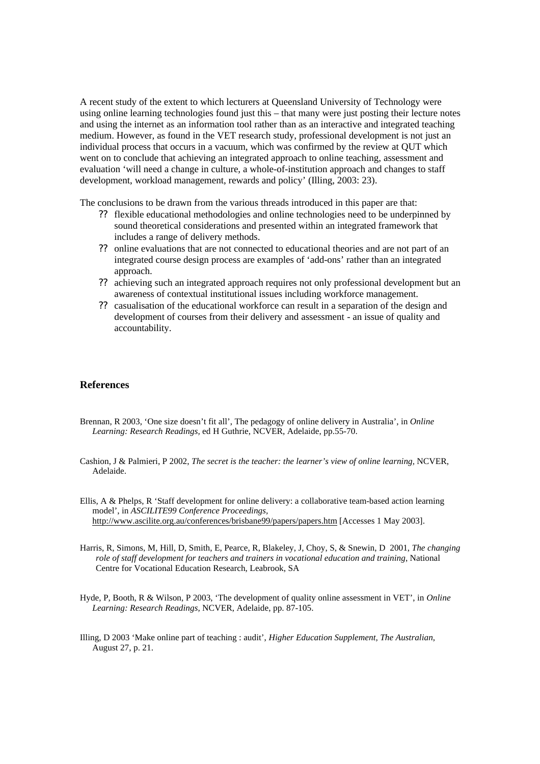A recent study of the extent to which lecturers at Queensland University of Technology were using online learning technologies found just this – that many were just posting their lecture notes and using the internet as an information tool rather than as an interactive and integrated teaching medium. However, as found in the VET research study, professional development is not just an individual process that occurs in a vacuum, which was confirmed by the review at QUT which went on to conclude that achieving an integrated approach to online teaching, assessment and evaluation 'will need a change in culture, a whole-of-institution approach and changes to staff development, workload management, rewards and policy' (Illing, 2003: 23).

The conclusions to be drawn from the various threads introduced in this paper are that:

- flexible educational methodologies and online technologies need to be underpinned by sound theoretical considerations and presented within an integrated framework that includes a range of delivery methods.
- online evaluations that are not connected to educational theories and are not part of an integrated course design process are examples of 'add-ons' rather than an integrated approach.
- achieving such an integrated approach requires not only professional development but an awareness of contextual institutional issues including workforce management.
- casualisation of the educational workforce can result in a separation of the design and development of courses from their delivery and assessment - an issue of quality and accountability.

### References

Brennan, R 2003, 'One size doesn't fit all', The pedagogy of online delivery in Australia', in *Online Learning: Research Readings,* ed H Guthrie, NCVER, Adelaide, pp.55-70.

Cashion, J & Palmieri, P 2002, *The secret is the teacher: the learner's view of online learning,* NCVER, Adelaide.

Ellis, A & Phelps, R 'Staff development for online delivery: a collaborative team-based action learning model', in *ASCILITE99 Conference Proceedings,* http://www.ascilite.org.au/conferences/brisbane99/papers/papers.htm [Accesses 1 May 2003].

Harris, R, Simons, M, Hill, D, Smith, E, Pearce, R, Blakeley, J, Choy, S, & Snewin, D 2001, *The changing role of staff development for teachers and trainers in vocational education and training*, National Centre for Vocational Education Research, Leabrook, SA

Hyde, P, Booth, R & Wilson, P 2003, 'The development of quality online assessment in VET', in *Online Learning: Research Readings,* NCVER, Adelaide, pp. 87-105.

Illing, D 2003 'Make online part of teaching : audit', *Higher Education Supplement, The Australian,* August 27, p. 21.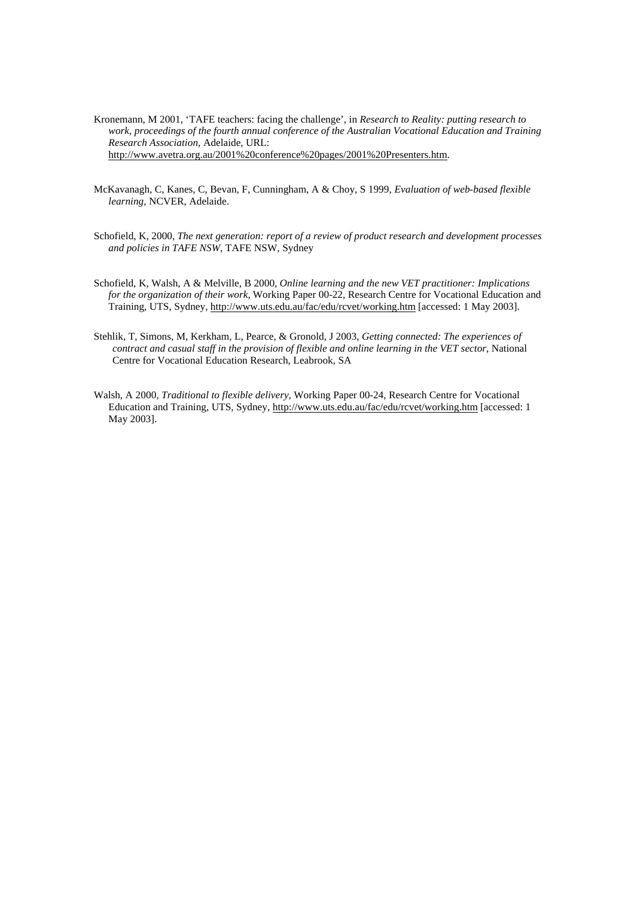Kronemann, M 2001, 'TAFE teachers: facing the challenge', in *Research to Reality: putting research to work, proceedings of the fourth annual conference of the Australian Vocational Education and Training Research Association*, Adelaide, URL: http://www.avetra.org.au/2001%20conference%20pages/2001%20Presenters.htm.

McKavanagh, C, Kanes, C, Bevan, F, Cunningham, A & Choy, S 1999, *Evaluation of web-based flexible learning*, NCVER, Adelaide.

Schofield, K, 2000, *The next generation: report of a review of product research and development processes and policies in TAFE NSW*, TAFE NSW, Sydney

Schofield, K, Walsh, A & Melville, B 2000, *Online learning and the new VET practitioner: Implications for the organization of their work*, Working Paper 00-22, Research Centre for Vocational Education and Training, UTS, Sydney, http://www.uts.edu.au/fac/edu/rcvet/working.htm [accessed: 1 May 2003].

Stehlik, T, Simons, M, Kerkham, L, Pearce, & Gronold, J 2003, *Getting connected: The experiences of contract and casual staff in the provision of flexible and online learning in the VET sector*, National Centre for Vocational Education Research, Leabrook, SA

Walsh, A 2000, *Traditional to flexible delivery*, Working Paper 00-24, Research Centre for Vocational Education and Training, UTS, Sydney, http://www.uts.edu.au/fac/edu/rcvet/working.htm [accessed: 1 May 2003].